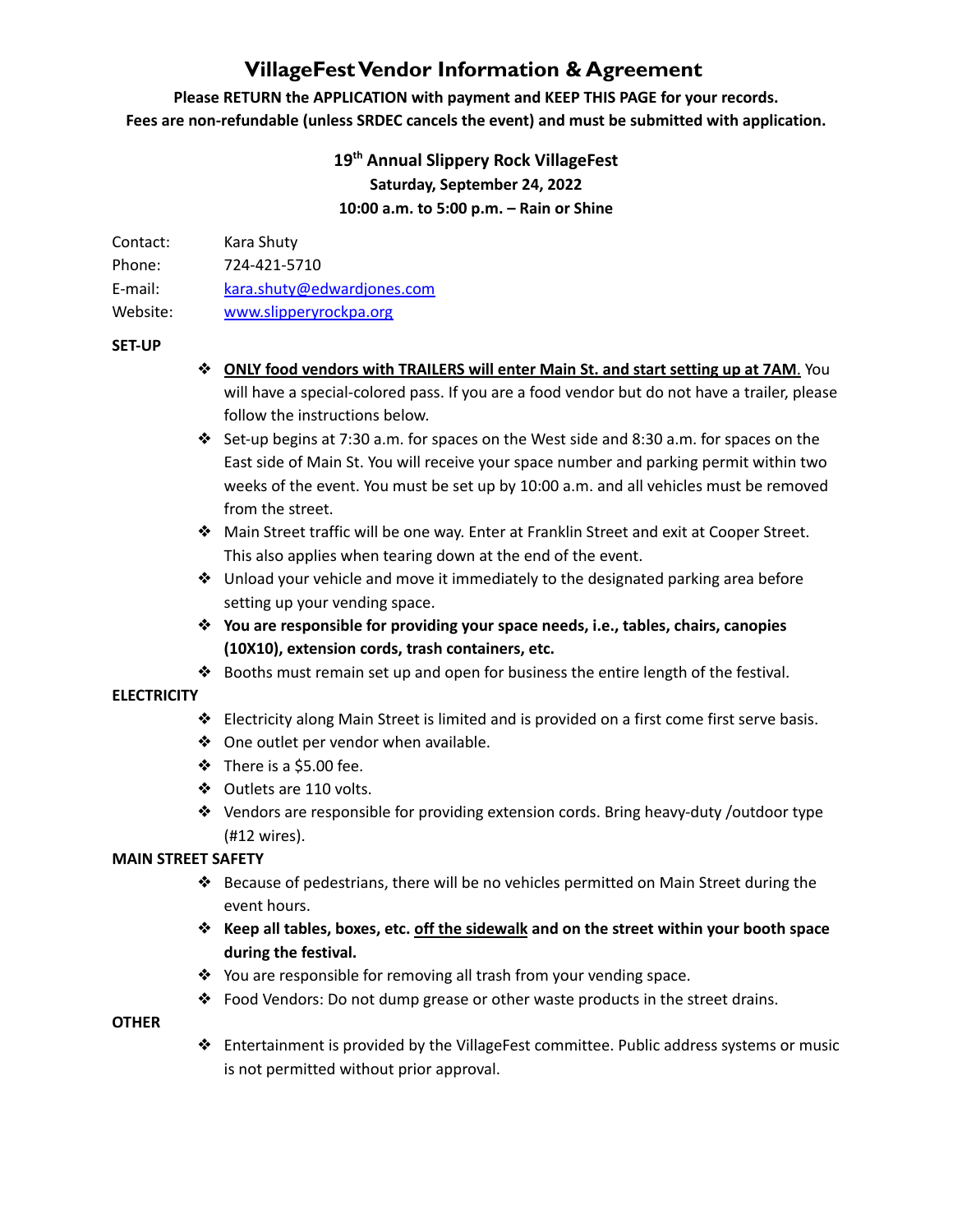# VillageFest Vendor Information & Agreement

**Please RETURN the APPLICATION with payment and KEEP THIS PAGE for your records.**
**Fees are non-refundable (unless SRDEC cancels the event) and must be submitted with application.**

**19th Annual Slippery Rock VillageFest**
**Saturday, September 24, 2022**
**10:00 a.m. to 5:00 p.m. – Rain or Shine**

Contact: Kara Shuty
Phone: 724-421-5710
E-mail: kara.shuty@edwardjones.com
Website: www.slipperyrockpa.org

**SET-UP**

- **ONLY food vendors with TRAILERS will enter Main St. and start setting up at 7AM.** You will have a special-colored pass. If you are a food vendor but do not have a trailer, please follow the instructions below.
- Set-up begins at 7:30 a.m. for spaces on the West side and 8:30 a.m. for spaces on the East side of Main St. You will receive your space number and parking permit within two weeks of the event. You must be set up by 10:00 a.m. and all vehicles must be removed from the street.
- Main Street traffic will be one way. Enter at Franklin Street and exit at Cooper Street. This also applies when tearing down at the end of the event.
- Unload your vehicle and move it immediately to the designated parking area before setting up your vending space.
- **You are responsible for providing your space needs, i.e., tables, chairs, canopies (10X10), extension cords, trash containers, etc.**
- Booths must remain set up and open for business the entire length of the festival.

**ELECTRICITY**

- Electricity along Main Street is limited and is provided on a first come first serve basis.
- One outlet per vendor when available.
- There is a $5.00 fee.
- Outlets are 110 volts.
- Vendors are responsible for providing extension cords. Bring heavy-duty /outdoor type (#12 wires).

**MAIN STREET SAFETY**

- Because of pedestrians, there will be no vehicles permitted on Main Street during the event hours.
- **Keep all tables, boxes, etc. off the sidewalk and on the street within your booth space during the festival.**
- You are responsible for removing all trash from your vending space.
- Food Vendors: Do not dump grease or other waste products in the street drains.

**OTHER**

- Entertainment is provided by the VillageFest committee. Public address systems or music is not permitted without prior approval.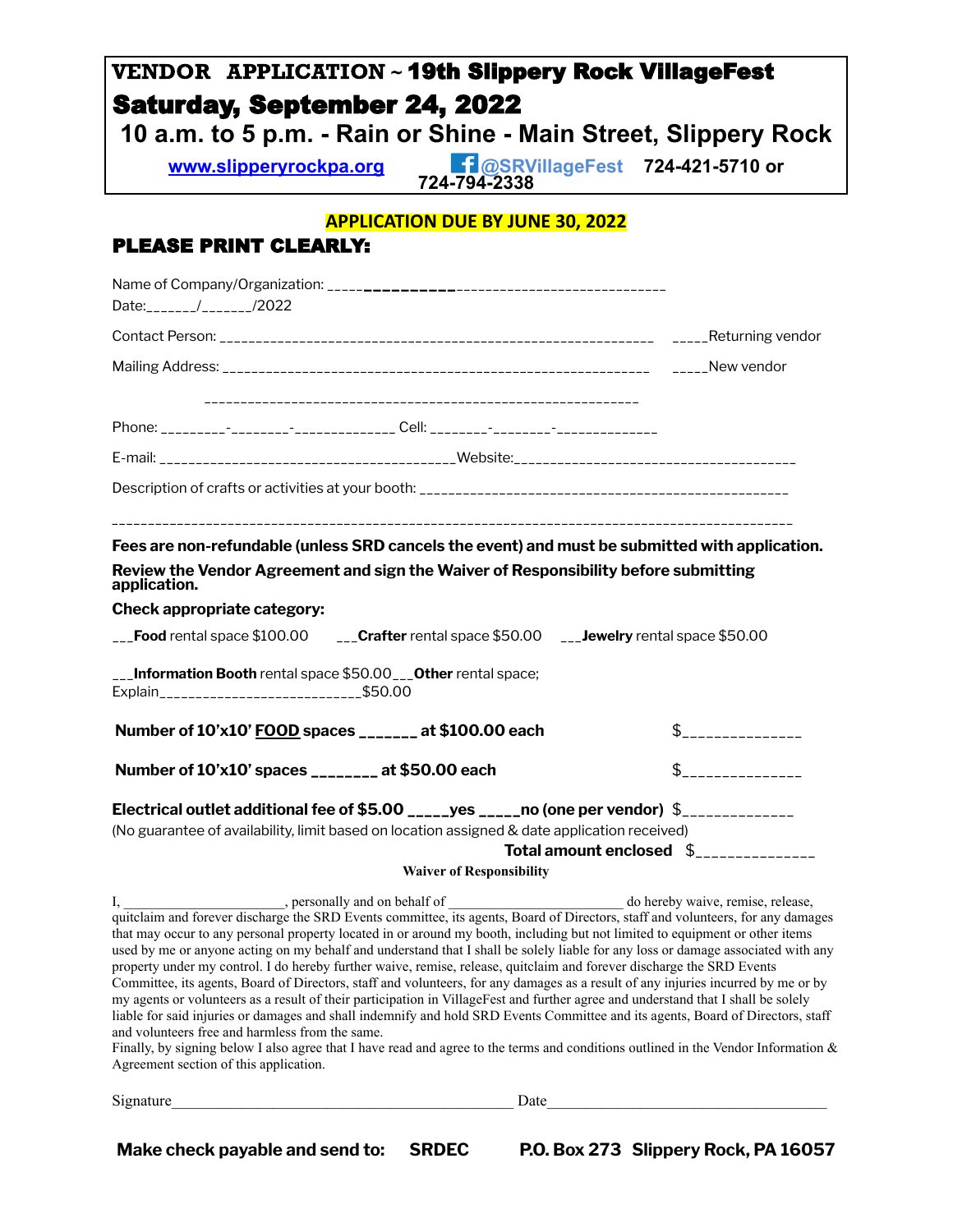# VENDOR APPLICATION ~ 19th Slippery Rock VillageFest

## Saturday, September 24, 2022

### 10 a.m. to 5 p.m. - Rain or Shine - Main Street, Slippery Rock

www.slipperyrockpa.org @SRVillageFest 724-421-5710 or 724-794-2338

**APPLICATION DUE BY JUNE 30, 2022**

## PLEASE PRINT CLEARLY:

Name of Company/Organization: _________________________________________

Date:_______/_______/2022

Contact Person: ___________________________________________________________ _____Returning vendor

Mailing Address: __________________________________________________________ _____New vendor

___________________________________________________________

Phone: _________-_________-______________ Cell: ________-_________-______________

E-mail: ________________________________________Website:______________________________________

Description of crafts or activities at your booth: __________________________________________________

_____________________________________________________________________________________________

**Fees are non-refundable (unless SRD cancels the event) and must be submitted with application.**

**Review the Vendor Agreement and sign the Waiver of Responsibility before submitting application.**

**Check appropriate category:**

___**Food** rental space $100.00 ___**Crafter** rental space $50.00 ___**Jewelry** rental space $50.00

___**Information Booth** rental space $50.00___**Other** rental space; Explain___________________________$50.00

**Number of 10'x10' FOOD spaces _______ at $100.00 each** $_______________

**Number of 10'x10' spaces ________ at $50.00 each** $_______________

**Electrical outlet additional fee of $5.00 _____yes _____no (one per vendor)** $______________

(No guarantee of availability, limit based on location assigned & date application received)

**Total amount enclosed** $_______________

**Waiver of Responsibility**

I, ______________________, personally and on behalf of _________________________ do hereby waive, remise, release, quitclaim and forever discharge the SRD Events committee, its agents, Board of Directors, staff and volunteers, for any damages that may occur to any personal property located in or around my booth, including but not limited to equipment or other items used by me or anyone acting on my behalf and understand that I shall be solely liable for any loss or damage associated with any property under my control. I do hereby further waive, remise, release, quitclaim and forever discharge the SRD Events Committee, its agents, Board of Directors, staff and volunteers, for any damages as a result of any injuries incurred by me or by my agents or volunteers as a result of their participation in VillageFest and further agree and understand that I shall be solely liable for said injuries or damages and shall indemnify and hold SRD Events Committee and its agents, Board of Directors, staff and volunteers free and harmless from the same.

Finally, by signing below I also agree that I have read and agree to the terms and conditions outlined in the Vendor Information & Agreement section of this application.

Signature_____________________________________________ Date_____________________________________

**Make check payable and send to: SRDEC P.O. Box 273 Slippery Rock, PA 16057**